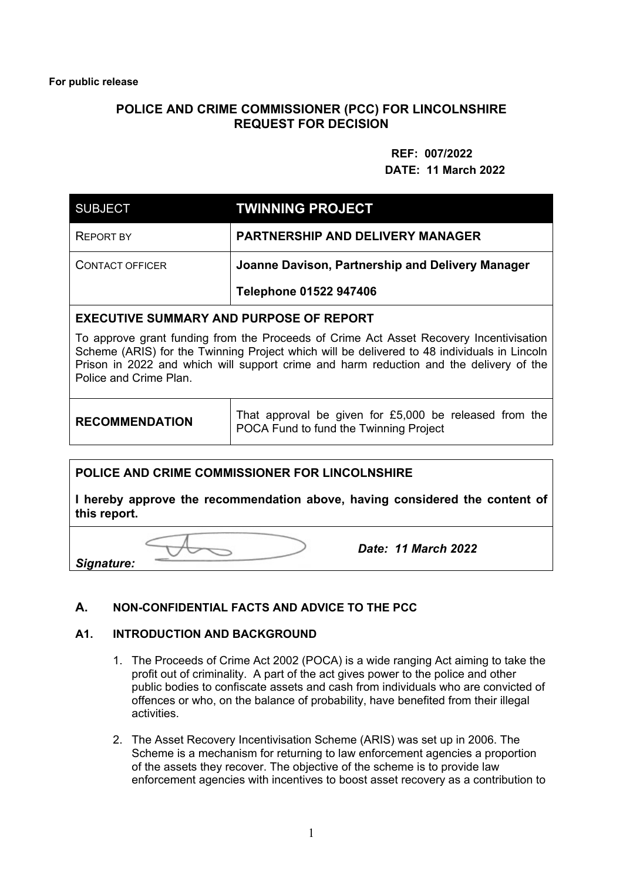**For public release**

**POLICE AND CRIME COMMISSIONER (PCC) FOR LINCOLNSHIRE**
**REQUEST FOR DECISION**

**REF: 007/2022**
**DATE: 11 March 2022**

| SUBJECT | **TWINNING PROJECT** |
|---|---|
| REPORT BY | **PARTNERSHIP AND DELIVERY MANAGER** |
| CONTACT OFFICER | **Joanne Davison, Partnership and Delivery Manager**<br>**Telephone 01522 947406** |

**EXECUTIVE SUMMARY AND PURPOSE OF REPORT**

To approve grant funding from the Proceeds of Crime Act Asset Recovery Incentivisation Scheme (ARIS) for the Twinning Project which will be delivered to 48 individuals in Lincoln Prison in 2022 and which will support crime and harm reduction and the delivery of the Police and Crime Plan.

| **RECOMMENDATION** | That approval be given for £5,000 be released from the POCA Fund to fund the Twinning Project |
|---|---|

**POLICE AND CRIME COMMISSIONER FOR LINCOLNSHIRE**

**I hereby approve the recommendation above, having considered the content of this report.**

***Signature:*** ***Date: 11 March 2022***

## A. NON-CONFIDENTIAL FACTS AND ADVICE TO THE PCC

### A1. INTRODUCTION AND BACKGROUND

1. The Proceeds of Crime Act 2002 (POCA) is a wide ranging Act aiming to take the profit out of criminality. A part of the act gives power to the police and other public bodies to confiscate assets and cash from individuals who are convicted of offences or who, on the balance of probability, have benefited from their illegal activities.

2. The Asset Recovery Incentivisation Scheme (ARIS) was set up in 2006. The Scheme is a mechanism for returning to law enforcement agencies a proportion of the assets they recover. The objective of the scheme is to provide law enforcement agencies with incentives to boost asset recovery as a contribution to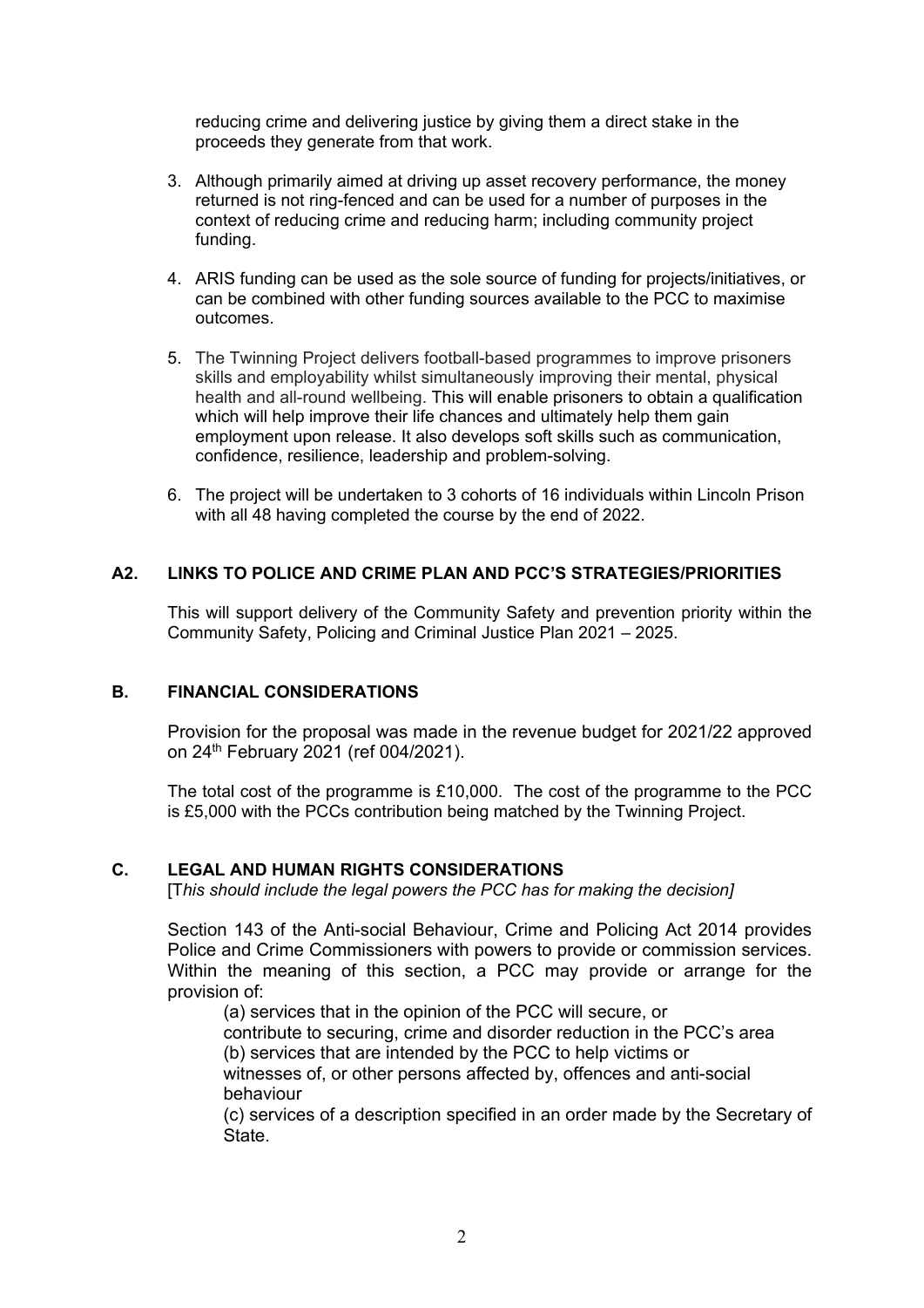reducing crime and delivering justice by giving them a direct stake in the proceeds they generate from that work.

3. Although primarily aimed at driving up asset recovery performance, the money returned is not ring-fenced and can be used for a number of purposes in the context of reducing crime and reducing harm; including community project funding.

4. ARIS funding can be used as the sole source of funding for projects/initiatives, or can be combined with other funding sources available to the PCC to maximise outcomes.

5. The Twinning Project delivers football-based programmes to improve prisoners skills and employability whilst simultaneously improving their mental, physical health and all-round wellbeing. This will enable prisoners to obtain a qualification which will help improve their life chances and ultimately help them gain employment upon release. It also develops soft skills such as communication, confidence, resilience, leadership and problem-solving.

6. The project will be undertaken to 3 cohorts of 16 individuals within Lincoln Prison with all 48 having completed the course by the end of 2022.

## A2. LINKS TO POLICE AND CRIME PLAN AND PCC'S STRATEGIES/PRIORITIES

This will support delivery of the Community Safety and prevention priority within the Community Safety, Policing and Criminal Justice Plan 2021 – 2025.

## B. FINANCIAL CONSIDERATIONS

Provision for the proposal was made in the revenue budget for 2021/22 approved on 24th February 2021 (ref 004/2021).

The total cost of the programme is £10,000. The cost of the programme to the PCC is £5,000 with the PCCs contribution being matched by the Twinning Project.

## C. LEGAL AND HUMAN RIGHTS CONSIDERATIONS

[T*his should include the legal powers the PCC has for making the decision]*

Section 143 of the Anti-social Behaviour, Crime and Policing Act 2014 provides Police and Crime Commissioners with powers to provide or commission services. Within the meaning of this section, a PCC may provide or arrange for the provision of:

(a) services that in the opinion of the PCC will secure, or contribute to securing, crime and disorder reduction in the PCC's area
(b) services that are intended by the PCC to help victims or witnesses of, or other persons affected by, offences and anti-social behaviour
(c) services of a description specified in an order made by the Secretary of State.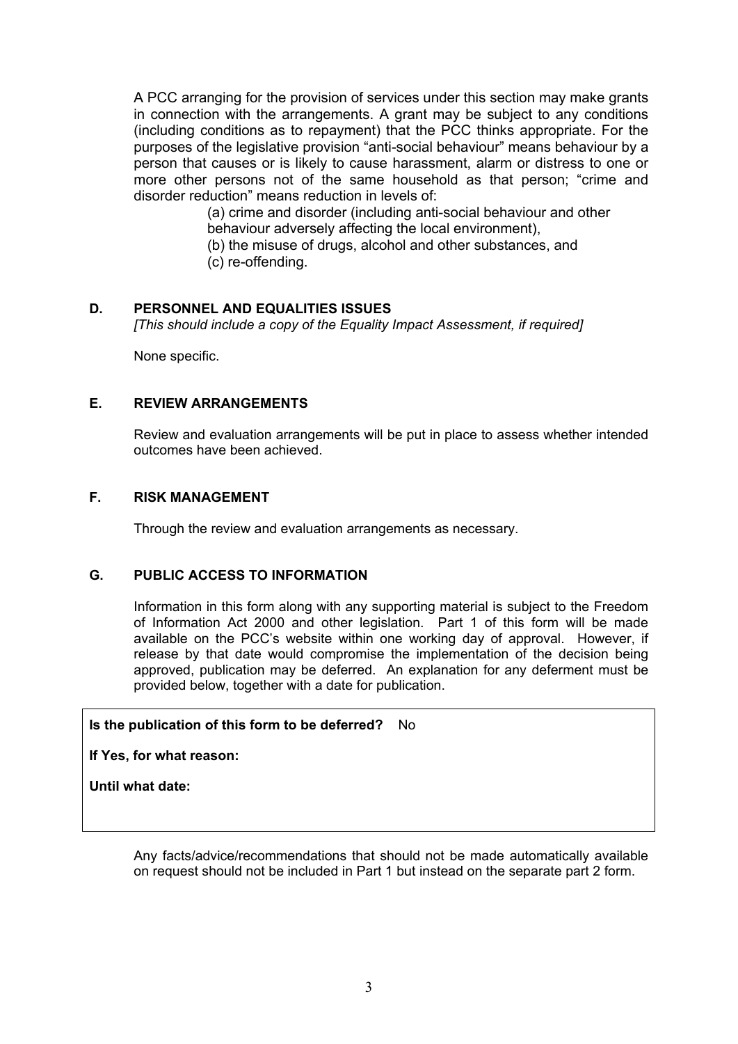A PCC arranging for the provision of services under this section may make grants in connection with the arrangements. A grant may be subject to any conditions (including conditions as to repayment) that the PCC thinks appropriate. For the purposes of the legislative provision "anti-social behaviour" means behaviour by a person that causes or is likely to cause harassment, alarm or distress to one or more other persons not of the same household as that person; "crime and disorder reduction" means reduction in levels of:

(a) crime and disorder (including anti-social behaviour and other behaviour adversely affecting the local environment),
(b) the misuse of drugs, alcohol and other substances, and
(c) re-offending.

## D. PERSONNEL AND EQUALITIES ISSUES

*[This should include a copy of the Equality Impact Assessment, if required]*

None specific.

## E. REVIEW ARRANGEMENTS

Review and evaluation arrangements will be put in place to assess whether intended outcomes have been achieved.

## F. RISK MANAGEMENT

Through the review and evaluation arrangements as necessary.

## G. PUBLIC ACCESS TO INFORMATION

Information in this form along with any supporting material is subject to the Freedom of Information Act 2000 and other legislation. Part 1 of this form will be made available on the PCC's website within one working day of approval. However, if release by that date would compromise the implementation of the decision being approved, publication may be deferred. An explanation for any deferment must be provided below, together with a date for publication.

**Is the publication of this form to be deferred?** No

**If Yes, for what reason:**

**Until what date:**

Any facts/advice/recommendations that should not be made automatically available on request should not be included in Part 1 but instead on the separate part 2 form.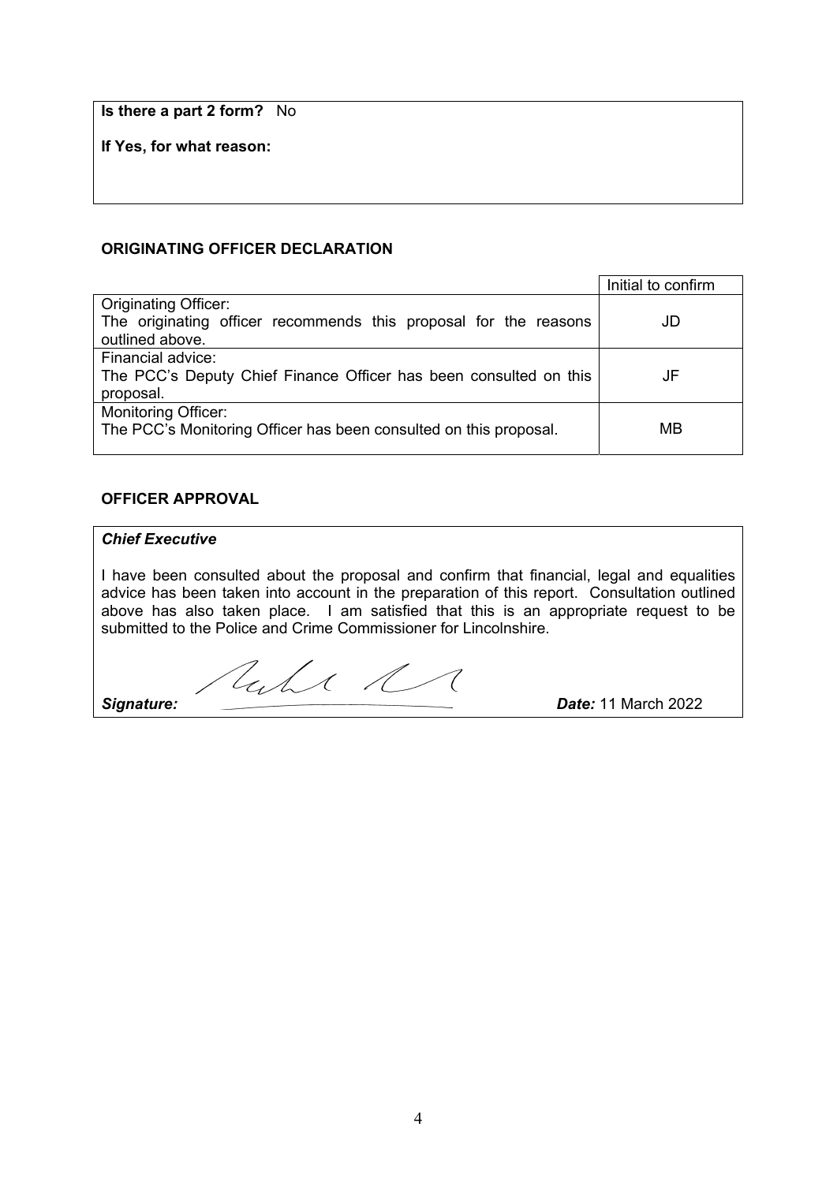| |
|---|
| **Is there a part 2 form?** No<br><br>**If Yes, for what reason:** |

**ORIGINATING OFFICER DECLARATION**

| | Initial to confirm |
|---|---|
| Originating Officer:<br>The originating officer recommends this proposal for the reasons outlined above. | JD |
| Financial advice:<br>The PCC's Deputy Chief Finance Officer has been consulted on this proposal. | JF |
| Monitoring Officer:<br>The PCC's Monitoring Officer has been consulted on this proposal. | MB |

**OFFICER APPROVAL**

***Chief Executive***

I have been consulted about the proposal and confirm that financial, legal and equalities advice has been taken into account in the preparation of this report. Consultation outlined above has also taken place. I am satisfied that this is an appropriate request to be submitted to the Police and Crime Commissioner for Lincolnshire.

***Signature:*** ***Date:*** 11 March 2022